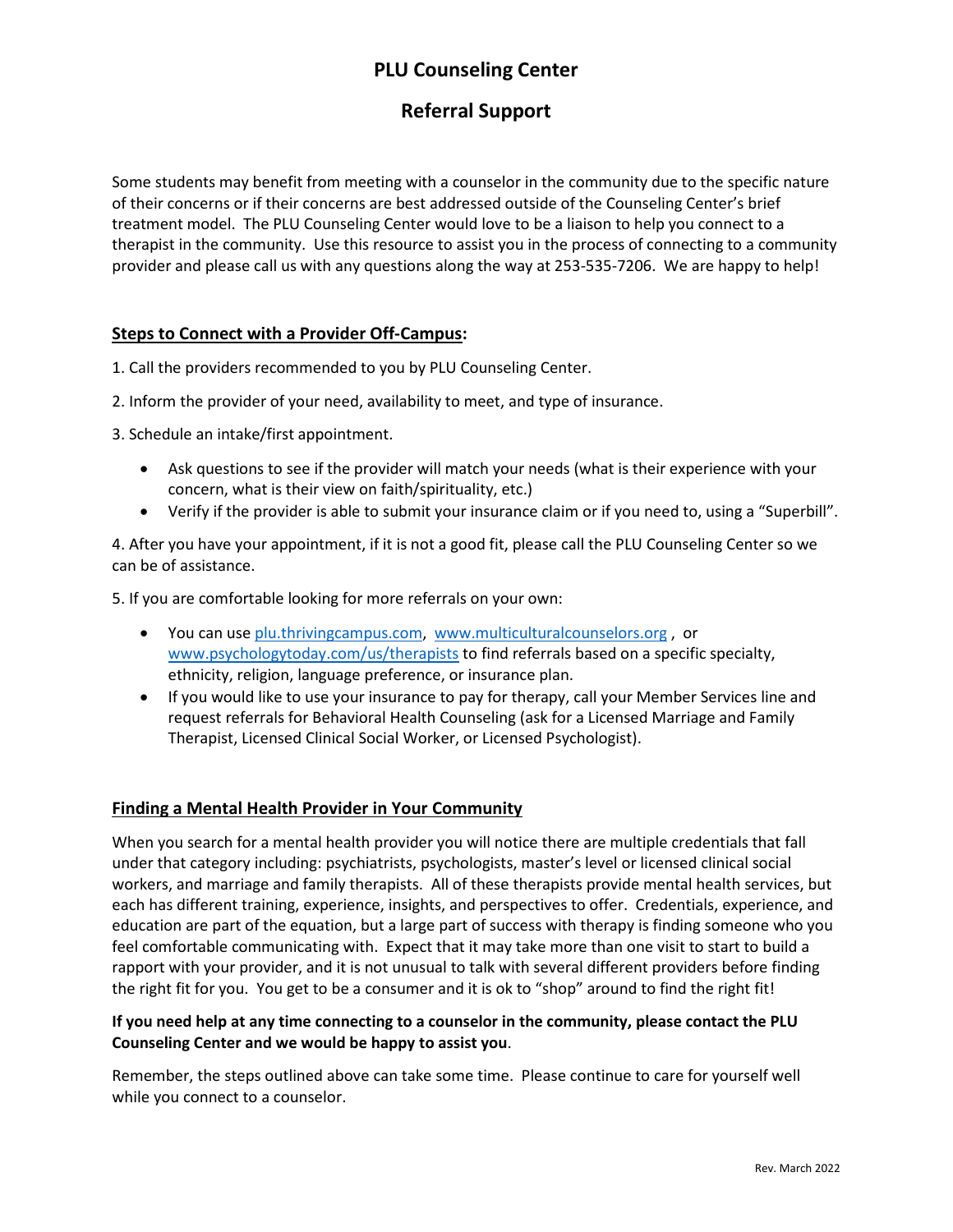# PLU Counseling Center

## Referral Support

Some students may benefit from meeting with a counselor in the community due to the specific nature of their concerns or if their concerns are best addressed outside of the Counseling Center's brief treatment model. The PLU Counseling Center would love to be a liaison to help you connect to a therapist in the community. Use this resource to assist you in the process of connecting to a community provider and please call us with any questions along the way at 253-535-7206. We are happy to help!

### <u>Steps to Connect with a Provider Off-Campus</u>:

1. Call the providers recommended to you by PLU Counseling Center.

2. Inform the provider of your need, availability to meet, and type of insurance.

3. Schedule an intake/first appointment.

   - Ask questions to see if the provider will match your needs (what is their experience with your concern, what is their view on faith/spirituality, etc.)
   - Verify if the provider is able to submit your insurance claim or if you need to, using a "Superbill".

4. After you have your appointment, if it is not a good fit, please call the PLU Counseling Center so we can be of assistance.

5. If you are comfortable looking for more referrals on your own:

   - You can use [plu.thrivingcampus.com](plu.thrivingcampus.com), [www.multiculturalcounselors.org](www.multiculturalcounselors.org) , or [www.psychologytoday.com/us/therapists](www.psychologytoday.com/us/therapists) to find referrals based on a specific specialty, ethnicity, religion, language preference, or insurance plan.
   - If you would like to use your insurance to pay for therapy, call your Member Services line and request referrals for Behavioral Health Counseling (ask for a Licensed Marriage and Family Therapist, Licensed Clinical Social Worker, or Licensed Psychologist).

### <u>Finding a Mental Health Provider in Your Community</u>

When you search for a mental health provider you will notice there are multiple credentials that fall under that category including: psychiatrists, psychologists, master's level or licensed clinical social workers, and marriage and family therapists. All of these therapists provide mental health services, but each has different training, experience, insights, and perspectives to offer. Credentials, experience, and education are part of the equation, but a large part of success with therapy is finding someone who you feel comfortable communicating with. Expect that it may take more than one visit to start to build a rapport with your provider, and it is not unusual to talk with several different providers before finding the right fit for you. You get to be a consumer and it is ok to "shop" around to find the right fit!

**If you need help at any time connecting to a counselor in the community, please contact the PLU Counseling Center and we would be happy to assist you**.

Remember, the steps outlined above can take some time. Please continue to care for yourself well while you connect to a counselor.

Rev. March 2022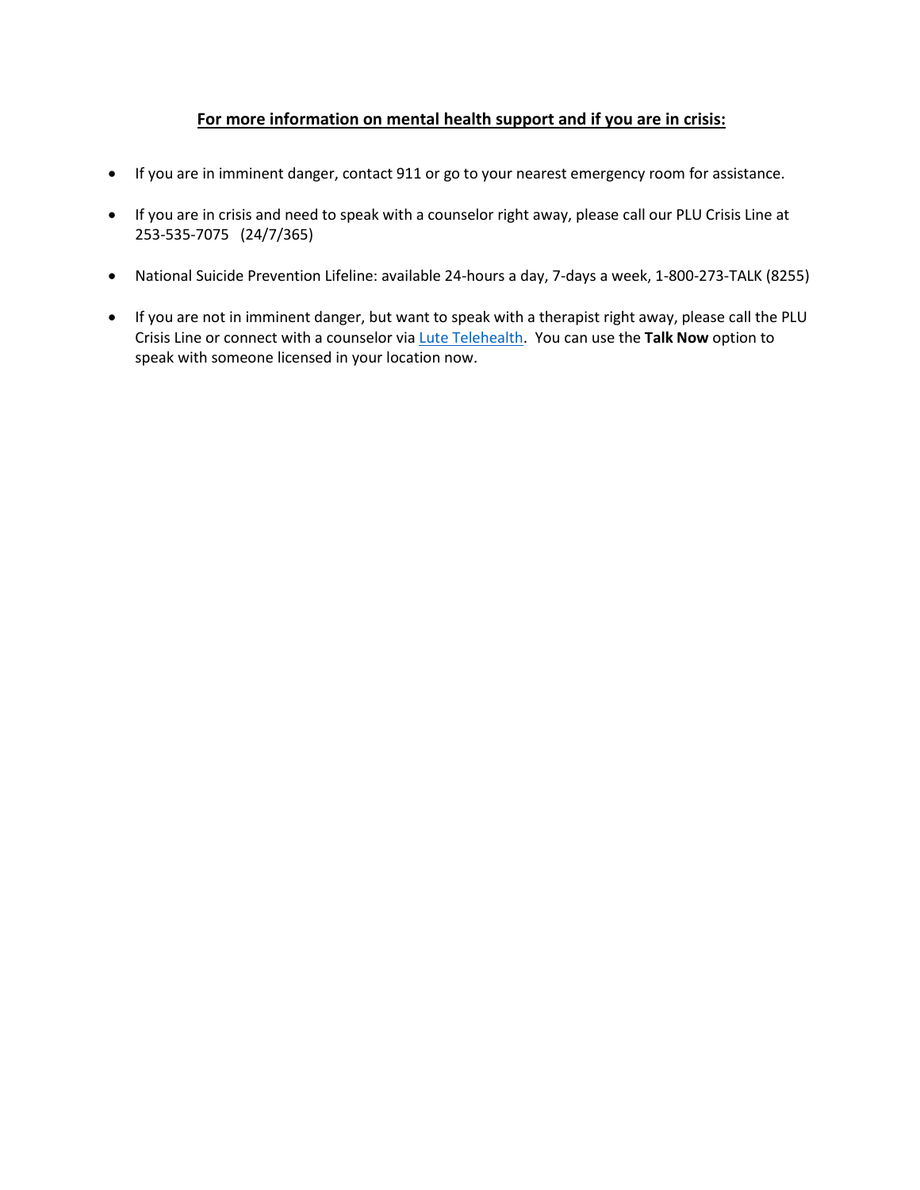**For more information on mental health support and if you are in crisis:**

- If you are in imminent danger, contact 911 or go to your nearest emergency room for assistance.
- If you are in crisis and need to speak with a counselor right away, please call our PLU Crisis Line at 253-535-7075 (24/7/365)
- National Suicide Prevention Lifeline: available 24-hours a day, 7-days a week, 1-800-273-TALK (8255)
- If you are not in imminent danger, but want to speak with a therapist right away, please call the PLU Crisis Line or connect with a counselor via Lute Telehealth. You can use the **Talk Now** option to speak with someone licensed in your location now.